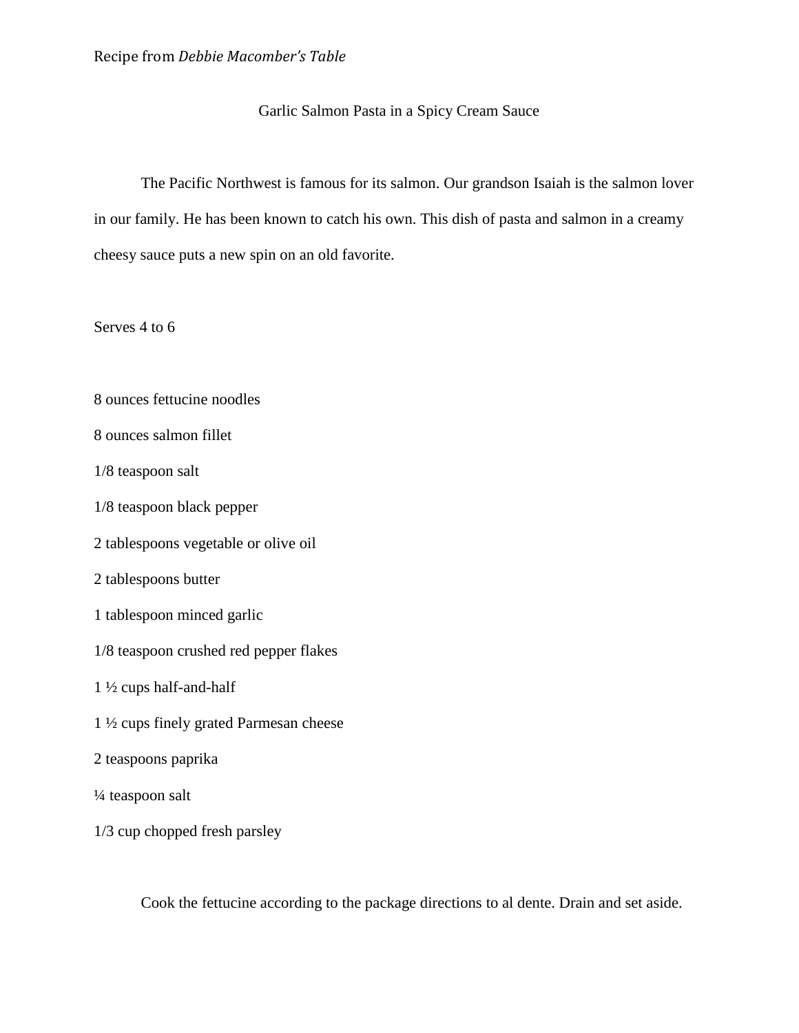Recipe from *Debbie Macomber's Table*

# Garlic Salmon Pasta in a Spicy Cream Sauce

The Pacific Northwest is famous for its salmon. Our grandson Isaiah is the salmon lover in our family. He has been known to catch his own. This dish of pasta and salmon in a creamy cheesy sauce puts a new spin on an old favorite.

Serves 4 to 6

8 ounces fettucine noodles

8 ounces salmon fillet

1/8 teaspoon salt

1/8 teaspoon black pepper

2 tablespoons vegetable or olive oil

2 tablespoons butter

1 tablespoon minced garlic

1/8 teaspoon crushed red pepper flakes

1 ½ cups half-and-half

1 ½ cups finely grated Parmesan cheese

2 teaspoons paprika

¼ teaspoon salt

1/3 cup chopped fresh parsley

Cook the fettucine according to the package directions to al dente. Drain and set aside.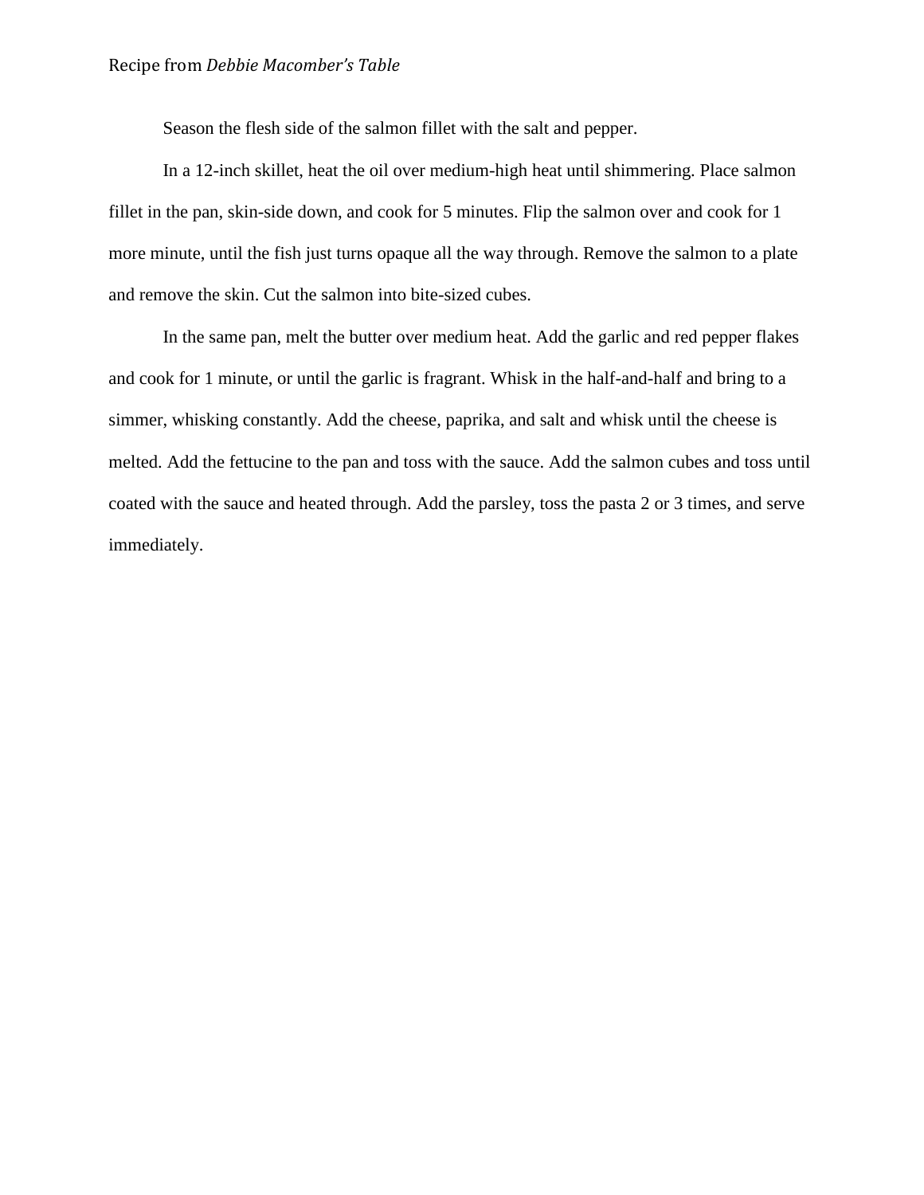Season the flesh side of the salmon fillet with the salt and pepper.

In a 12-inch skillet, heat the oil over medium-high heat until shimmering. Place salmon fillet in the pan, skin-side down, and cook for 5 minutes. Flip the salmon over and cook for 1 more minute, until the fish just turns opaque all the way through. Remove the salmon to a plate and remove the skin. Cut the salmon into bite-sized cubes.

In the same pan, melt the butter over medium heat. Add the garlic and red pepper flakes and cook for 1 minute, or until the garlic is fragrant. Whisk in the half-and-half and bring to a simmer, whisking constantly. Add the cheese, paprika, and salt and whisk until the cheese is melted. Add the fettucine to the pan and toss with the sauce. Add the salmon cubes and toss until coated with the sauce and heated through. Add the parsley, toss the pasta 2 or 3 times, and serve immediately.